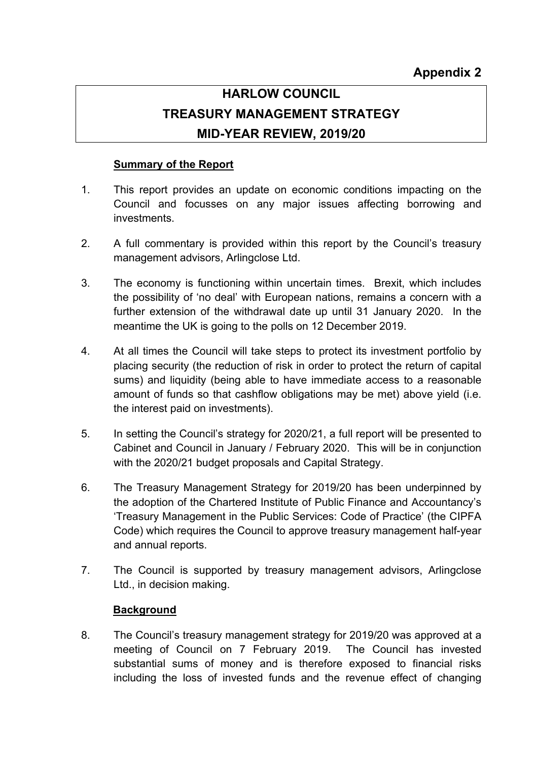**Appendix 2**

# HARLOW COUNCIL
# TREASURY MANAGEMENT STRATEGY
# MID-YEAR REVIEW, 2019/20

## Summary of the Report

1. This report provides an update on economic conditions impacting on the Council and focusses on any major issues affecting borrowing and investments.

2. A full commentary is provided within this report by the Council's treasury management advisors, Arlingclose Ltd.

3. The economy is functioning within uncertain times. Brexit, which includes the possibility of 'no deal' with European nations, remains a concern with a further extension of the withdrawal date up until 31 January 2020. In the meantime the UK is going to the polls on 12 December 2019.

4. At all times the Council will take steps to protect its investment portfolio by placing security (the reduction of risk in order to protect the return of capital sums) and liquidity (being able to have immediate access to a reasonable amount of funds so that cashflow obligations may be met) above yield (i.e. the interest paid on investments).

5. In setting the Council's strategy for 2020/21, a full report will be presented to Cabinet and Council in January / February 2020. This will be in conjunction with the 2020/21 budget proposals and Capital Strategy.

6. The Treasury Management Strategy for 2019/20 has been underpinned by the adoption of the Chartered Institute of Public Finance and Accountancy's 'Treasury Management in the Public Services: Code of Practice' (the CIPFA Code) which requires the Council to approve treasury management half-year and annual reports.

7. The Council is supported by treasury management advisors, Arlingclose Ltd., in decision making.

## Background

8. The Council's treasury management strategy for 2019/20 was approved at a meeting of Council on 7 February 2019. The Council has invested substantial sums of money and is therefore exposed to financial risks including the loss of invested funds and the revenue effect of changing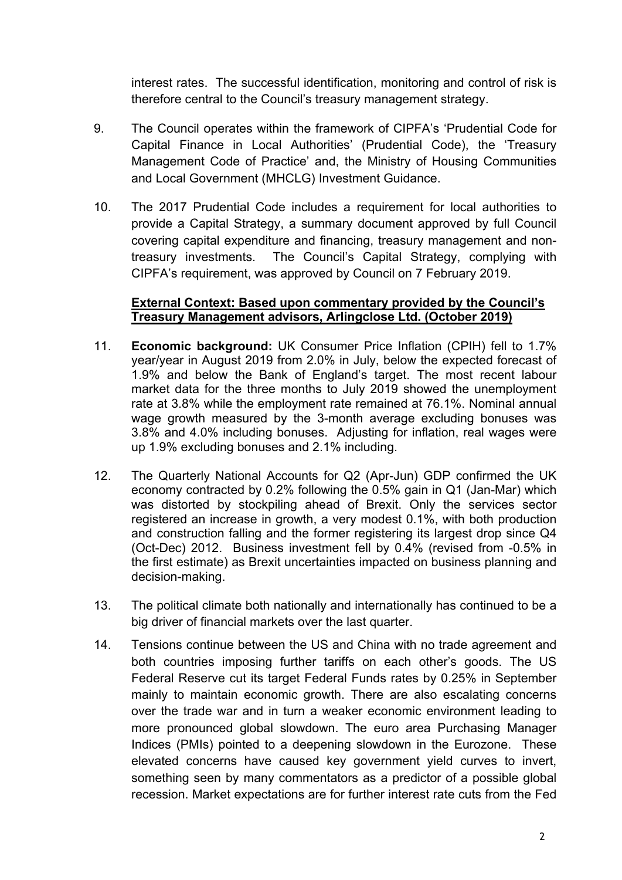interest rates. The successful identification, monitoring and control of risk is therefore central to the Council's treasury management strategy.

9. The Council operates within the framework of CIPFA's 'Prudential Code for Capital Finance in Local Authorities' (Prudential Code), the 'Treasury Management Code of Practice' and, the Ministry of Housing Communities and Local Government (MHCLG) Investment Guidance.

10. The 2017 Prudential Code includes a requirement for local authorities to provide a Capital Strategy, a summary document approved by full Council covering capital expenditure and financing, treasury management and non-treasury investments. The Council's Capital Strategy, complying with CIPFA's requirement, was approved by Council on 7 February 2019.

**External Context: Based upon commentary provided by the Council's Treasury Management advisors, Arlingclose Ltd. (October 2019)**

11. **Economic background:** UK Consumer Price Inflation (CPIH) fell to 1.7% year/year in August 2019 from 2.0% in July, below the expected forecast of 1.9% and below the Bank of England's target. The most recent labour market data for the three months to July 2019 showed the unemployment rate at 3.8% while the employment rate remained at 76.1%. Nominal annual wage growth measured by the 3-month average excluding bonuses was 3.8% and 4.0% including bonuses. Adjusting for inflation, real wages were up 1.9% excluding bonuses and 2.1% including.

12. The Quarterly National Accounts for Q2 (Apr-Jun) GDP confirmed the UK economy contracted by 0.2% following the 0.5% gain in Q1 (Jan-Mar) which was distorted by stockpiling ahead of Brexit. Only the services sector registered an increase in growth, a very modest 0.1%, with both production and construction falling and the former registering its largest drop since Q4 (Oct-Dec) 2012. Business investment fell by 0.4% (revised from -0.5% in the first estimate) as Brexit uncertainties impacted on business planning and decision-making.

13. The political climate both nationally and internationally has continued to be a big driver of financial markets over the last quarter.

14. Tensions continue between the US and China with no trade agreement and both countries imposing further tariffs on each other's goods. The US Federal Reserve cut its target Federal Funds rates by 0.25% in September mainly to maintain economic growth. There are also escalating concerns over the trade war and in turn a weaker economic environment leading to more pronounced global slowdown. The euro area Purchasing Manager Indices (PMIs) pointed to a deepening slowdown in the Eurozone. These elevated concerns have caused key government yield curves to invert, something seen by many commentators as a predictor of a possible global recession. Market expectations are for further interest rate cuts from the Fed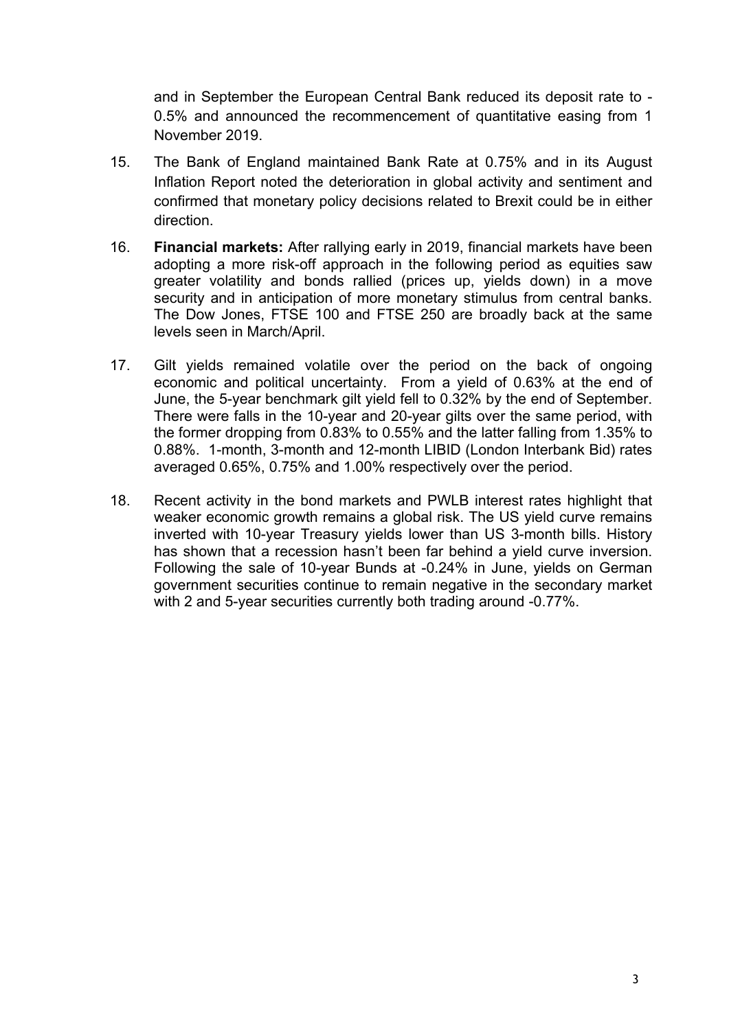and in September the European Central Bank reduced its deposit rate to -0.5% and announced the recommencement of quantitative easing from 1 November 2019.

15. The Bank of England maintained Bank Rate at 0.75% and in its August Inflation Report noted the deterioration in global activity and sentiment and confirmed that monetary policy decisions related to Brexit could be in either direction.

16. **Financial markets:** After rallying early in 2019, financial markets have been adopting a more risk-off approach in the following period as equities saw greater volatility and bonds rallied (prices up, yields down) in a move security and in anticipation of more monetary stimulus from central banks. The Dow Jones, FTSE 100 and FTSE 250 are broadly back at the same levels seen in March/April.

17. Gilt yields remained volatile over the period on the back of ongoing economic and political uncertainty. From a yield of 0.63% at the end of June, the 5-year benchmark gilt yield fell to 0.32% by the end of September. There were falls in the 10-year and 20-year gilts over the same period, with the former dropping from 0.83% to 0.55% and the latter falling from 1.35% to 0.88%. 1-month, 3-month and 12-month LIBID (London Interbank Bid) rates averaged 0.65%, 0.75% and 1.00% respectively over the period.

18. Recent activity in the bond markets and PWLB interest rates highlight that weaker economic growth remains a global risk. The US yield curve remains inverted with 10-year Treasury yields lower than US 3-month bills. History has shown that a recession hasn't been far behind a yield curve inversion. Following the sale of 10-year Bunds at -0.24% in June, yields on German government securities continue to remain negative in the secondary market with 2 and 5-year securities currently both trading around -0.77%.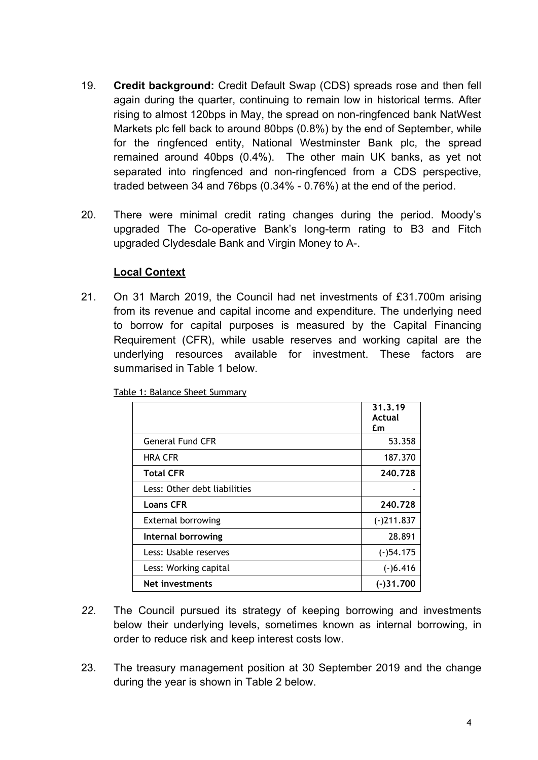19. **Credit background:** Credit Default Swap (CDS) spreads rose and then fell again during the quarter, continuing to remain low in historical terms. After rising to almost 120bps in May, the spread on non-ringfenced bank NatWest Markets plc fell back to around 80bps (0.8%) by the end of September, while for the ringfenced entity, National Westminster Bank plc, the spread remained around 40bps (0.4%). The other main UK banks, as yet not separated into ringfenced and non-ringfenced from a CDS perspective, traded between 34 and 76bps (0.34% - 0.76%) at the end of the period.

20. There were minimal credit rating changes during the period. Moody's upgraded The Co-operative Bank's long-term rating to B3 and Fitch upgraded Clydesdale Bank and Virgin Money to A-.

## Local Context

21. On 31 March 2019, the Council had net investments of £31.700m arising from its revenue and capital income and expenditure. The underlying need to borrow for capital purposes is measured by the Capital Financing Requirement (CFR), while usable reserves and working capital are the underlying resources available for investment. These factors are summarised in Table 1 below.

Table 1: Balance Sheet Summary

| | **31.3.19 Actual £m** |
|---|---|
| General Fund CFR | 53.358 |
| HRA CFR | 187.370 |
| **Total CFR** | **240.728** |
| Less: Other debt liabilities | - |
| **Loans CFR** | **240.728** |
| External borrowing | (-)211.837 |
| **Internal borrowing** | 28.891 |
| Less: Usable reserves | (-)54.175 |
| Less: Working capital | (-)6.416 |
| **Net investments** | **(-)31.700** |

*22.* The Council pursued its strategy of keeping borrowing and investments below their underlying levels, sometimes known as internal borrowing, in order to reduce risk and keep interest costs low.

23. The treasury management position at 30 September 2019 and the change during the year is shown in Table 2 below.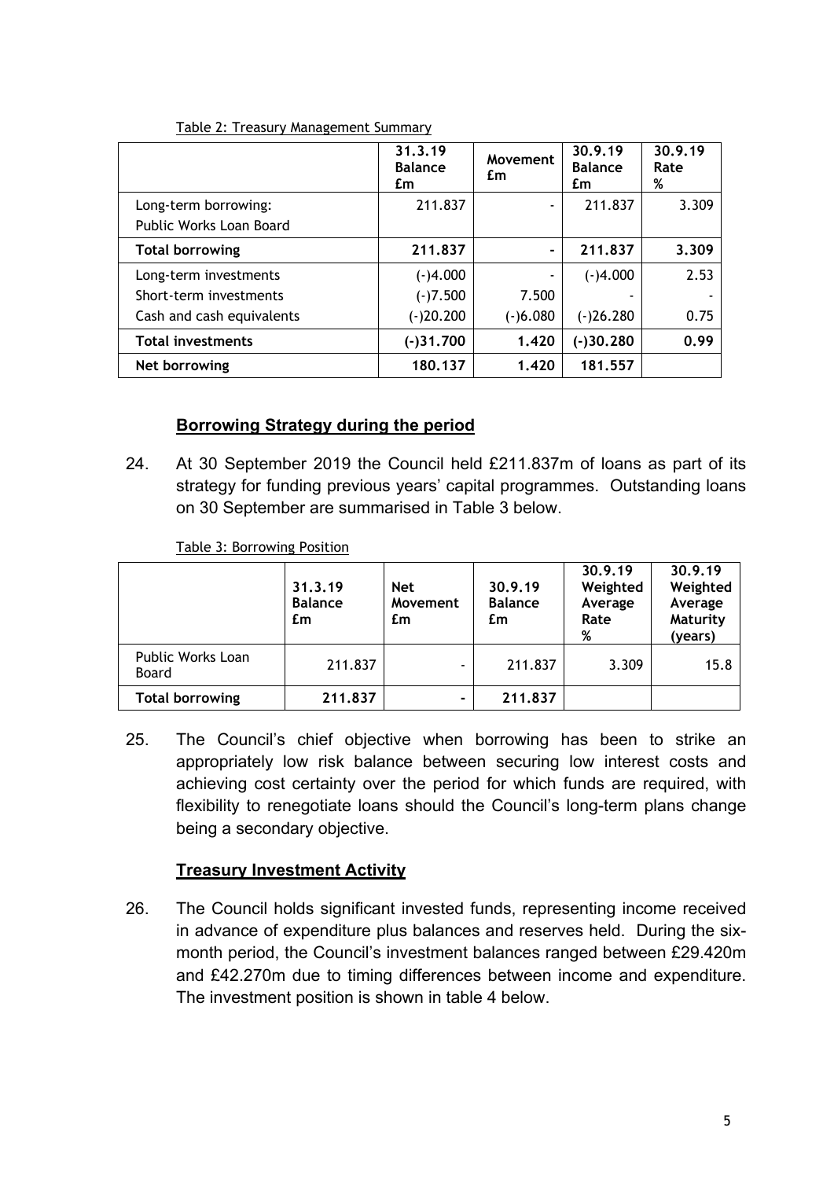Table 2: Treasury Management Summary

| | 31.3.19 Balance £m | Movement £m | 30.9.19 Balance £m | 30.9.19 Rate % |
|---|---|---|---|---|
| Long-term borrowing: Public Works Loan Board | 211.837 | - | 211.837 | 3.309 |
| **Total borrowing** | **211.837** | **-** | **211.837** | **3.309** |
| Long-term investments | (-)4.000 | - | (-)4.000 | 2.53 |
| Short-term investments | (-)7.500 | 7.500 | - | - |
| Cash and cash equivalents | (-)20.200 | (-)6.080 | (-)26.280 | 0.75 |
| **Total investments** | **(-)31.700** | **1.420** | **(-)30.280** | **0.99** |
| **Net borrowing** | **180.137** | **1.420** | **181.557** | |

## Borrowing Strategy during the period

24. At 30 September 2019 the Council held £211.837m of loans as part of its strategy for funding previous years' capital programmes. Outstanding loans on 30 September are summarised in Table 3 below.

Table 3: Borrowing Position

| | 31.3.19 Balance £m | Net Movement £m | 30.9.19 Balance £m | 30.9.19 Weighted Average Rate % | 30.9.19 Weighted Average Maturity (years) |
|---|---|---|---|---|---|
| Public Works Loan Board | 211.837 | - | 211.837 | 3.309 | 15.8 |
| **Total borrowing** | **211.837** | **-** | **211.837** | | |

25. The Council's chief objective when borrowing has been to strike an appropriately low risk balance between securing low interest costs and achieving cost certainty over the period for which funds are required, with flexibility to renegotiate loans should the Council's long-term plans change being a secondary objective.

## Treasury Investment Activity

26. The Council holds significant invested funds, representing income received in advance of expenditure plus balances and reserves held. During the six-month period, the Council's investment balances ranged between £29.420m and £42.270m due to timing differences between income and expenditure. The investment position is shown in table 4 below.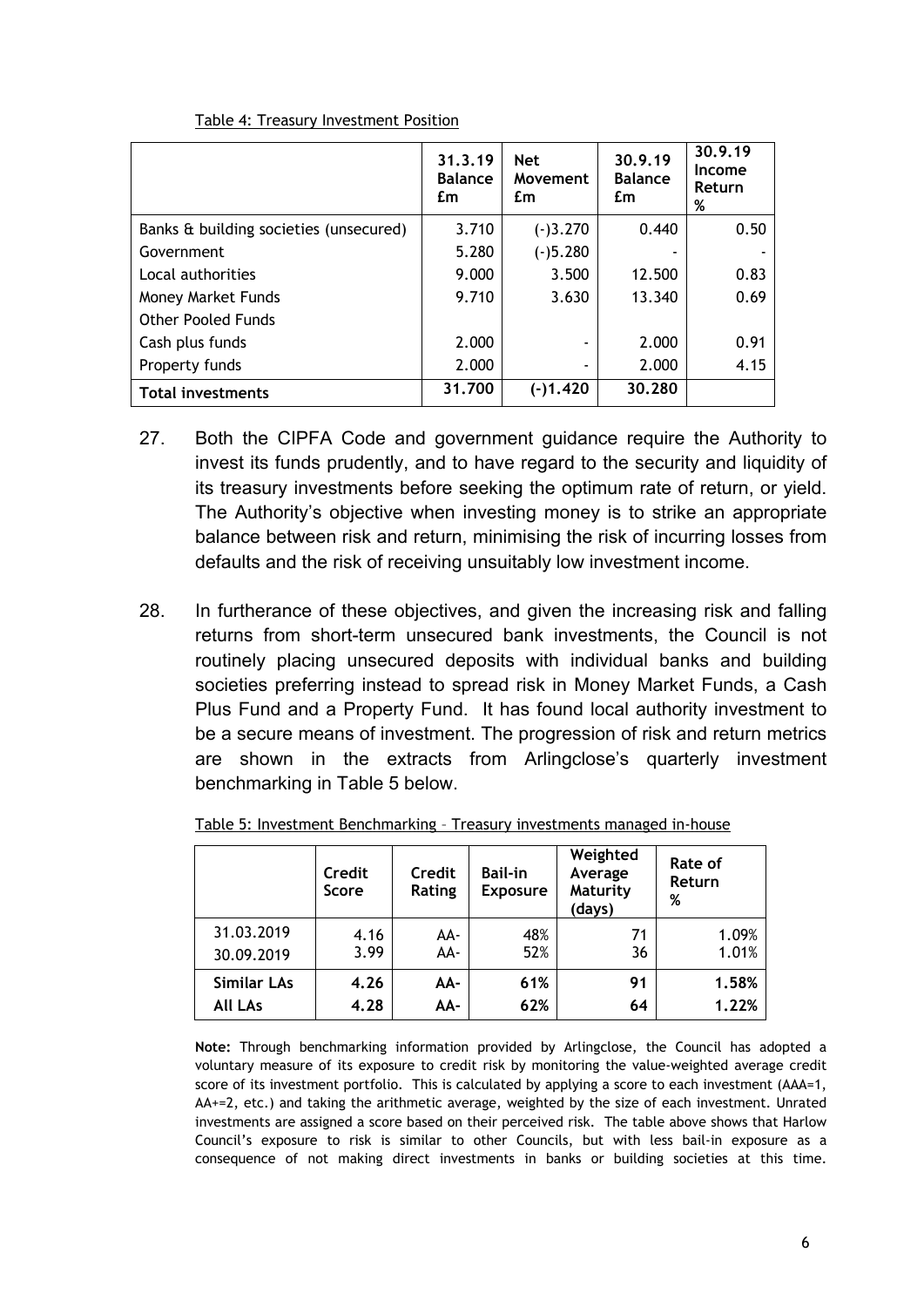Table 4: Treasury Investment Position

| | 31.3.19 Balance £m | Net Movement £m | 30.9.19 Balance £m | 30.9.19 Income Return % |
|---|---|---|---|---|
| Banks & building societies (unsecured) | 3.710 | (-)3.270 | 0.440 | 0.50 |
| Government | 5.280 | (-)5.280 | - | - |
| Local authorities | 9.000 | 3.500 | 12.500 | 0.83 |
| Money Market Funds | 9.710 | 3.630 | 13.340 | 0.69 |
| Other Pooled Funds | | | | |
| Cash plus funds | 2.000 | - | 2.000 | 0.91 |
| Property funds | 2.000 | - | 2.000 | 4.15 |
| **Total investments** | **31.700** | **(-)1.420** | **30.280** | |

27. Both the CIPFA Code and government guidance require the Authority to invest its funds prudently, and to have regard to the security and liquidity of its treasury investments before seeking the optimum rate of return, or yield. The Authority's objective when investing money is to strike an appropriate balance between risk and return, minimising the risk of incurring losses from defaults and the risk of receiving unsuitably low investment income.

28. In furtherance of these objectives, and given the increasing risk and falling returns from short-term unsecured bank investments, the Council is not routinely placing unsecured deposits with individual banks and building societies preferring instead to spread risk in Money Market Funds, a Cash Plus Fund and a Property Fund. It has found local authority investment to be a secure means of investment. The progression of risk and return metrics are shown in the extracts from Arlingclose's quarterly investment benchmarking in Table 5 below.

Table 5: Investment Benchmarking – Treasury investments managed in-house

| | Credit Score | Credit Rating | Bail-in Exposure | Weighted Average Maturity (days) | Rate of Return % |
|---|---|---|---|---|---|
| 31.03.2019 | 4.16 | AA- | 48% | 71 | 1.09% |
| 30.09.2019 | 3.99 | AA- | 52% | 36 | 1.01% |
| **Similar LAs** | **4.26** | **AA-** | **61%** | **91** | **1.58%** |
| **All LAs** | **4.28** | **AA-** | **62%** | **64** | **1.22%** |

**Note:** Through benchmarking information provided by Arlingclose, the Council has adopted a voluntary measure of its exposure to credit risk by monitoring the value-weighted average credit score of its investment portfolio. This is calculated by applying a score to each investment (AAA=1, AA+=2, etc.) and taking the arithmetic average, weighted by the size of each investment. Unrated investments are assigned a score based on their perceived risk. The table above shows that Harlow Council's exposure to risk is similar to other Councils, but with less bail-in exposure as a consequence of not making direct investments in banks or building societies at this time.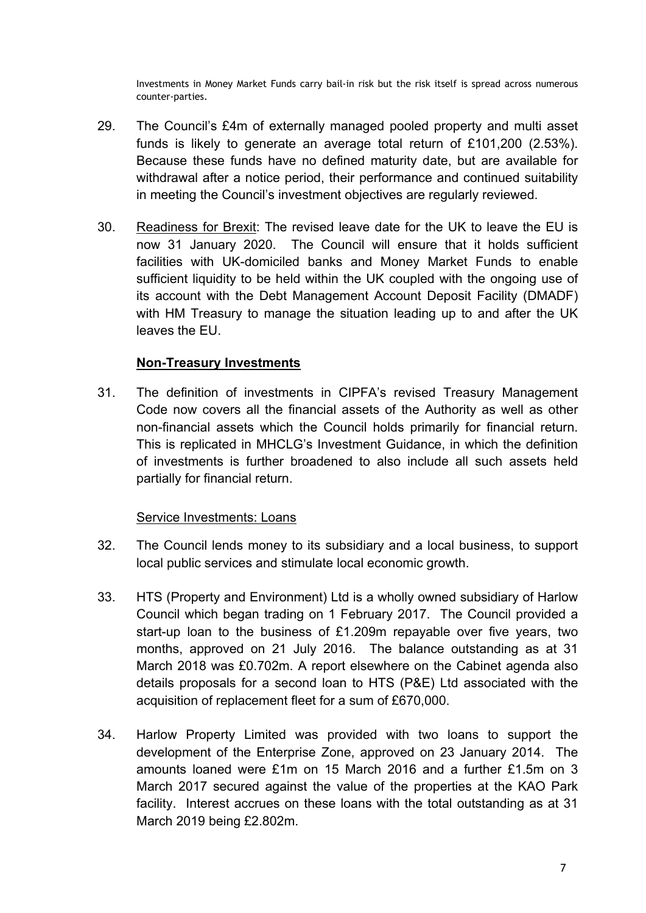Investments in Money Market Funds carry bail-in risk but the risk itself is spread across numerous counter-parties.

29. The Council's £4m of externally managed pooled property and multi asset funds is likely to generate an average total return of £101,200 (2.53%). Because these funds have no defined maturity date, but are available for withdrawal after a notice period, their performance and continued suitability in meeting the Council's investment objectives are regularly reviewed.

30. <u>Readiness for Brexit</u>: The revised leave date for the UK to leave the EU is now 31 January 2020. The Council will ensure that it holds sufficient facilities with UK-domiciled banks and Money Market Funds to enable sufficient liquidity to be held within the UK coupled with the ongoing use of its account with the Debt Management Account Deposit Facility (DMADF) with HM Treasury to manage the situation leading up to and after the UK leaves the EU.

## Non-Treasury Investments

31. The definition of investments in CIPFA's revised Treasury Management Code now covers all the financial assets of the Authority as well as other non-financial assets which the Council holds primarily for financial return. This is replicated in MHCLG's Investment Guidance, in which the definition of investments is further broadened to also include all such assets held partially for financial return.

### Service Investments: Loans

32. The Council lends money to its subsidiary and a local business, to support local public services and stimulate local economic growth.

33. HTS (Property and Environment) Ltd is a wholly owned subsidiary of Harlow Council which began trading on 1 February 2017. The Council provided a start-up loan to the business of £1.209m repayable over five years, two months, approved on 21 July 2016. The balance outstanding as at 31 March 2018 was £0.702m. A report elsewhere on the Cabinet agenda also details proposals for a second loan to HTS (P&E) Ltd associated with the acquisition of replacement fleet for a sum of £670,000.

34. Harlow Property Limited was provided with two loans to support the development of the Enterprise Zone, approved on 23 January 2014. The amounts loaned were £1m on 15 March 2016 and a further £1.5m on 3 March 2017 secured against the value of the properties at the KAO Park facility. Interest accrues on these loans with the total outstanding as at 31 March 2019 being £2.802m.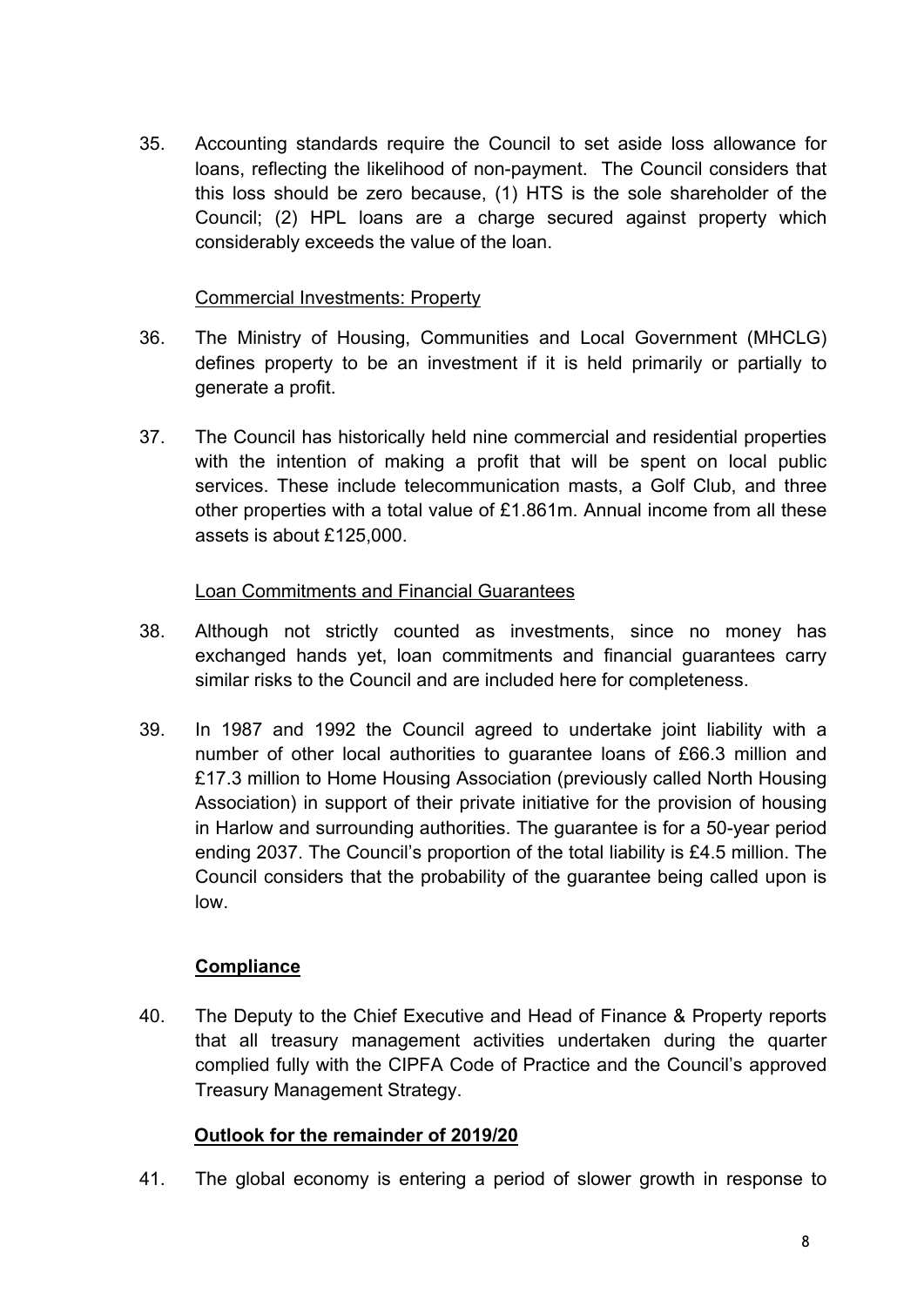35. Accounting standards require the Council to set aside loss allowance for loans, reflecting the likelihood of non-payment. The Council considers that this loss should be zero because, (1) HTS is the sole shareholder of the Council; (2) HPL loans are a charge secured against property which considerably exceeds the value of the loan.

Commercial Investments: Property

36. The Ministry of Housing, Communities and Local Government (MHCLG) defines property to be an investment if it is held primarily or partially to generate a profit.

37. The Council has historically held nine commercial and residential properties with the intention of making a profit that will be spent on local public services. These include telecommunication masts, a Golf Club, and three other properties with a total value of £1.861m. Annual income from all these assets is about £125,000.

Loan Commitments and Financial Guarantees

38. Although not strictly counted as investments, since no money has exchanged hands yet, loan commitments and financial guarantees carry similar risks to the Council and are included here for completeness.

39. In 1987 and 1992 the Council agreed to undertake joint liability with a number of other local authorities to guarantee loans of £66.3 million and £17.3 million to Home Housing Association (previously called North Housing Association) in support of their private initiative for the provision of housing in Harlow and surrounding authorities. The guarantee is for a 50-year period ending 2037. The Council's proportion of the total liability is £4.5 million. The Council considers that the probability of the guarantee being called upon is low.

**Compliance**

40. The Deputy to the Chief Executive and Head of Finance & Property reports that all treasury management activities undertaken during the quarter complied fully with the CIPFA Code of Practice and the Council's approved Treasury Management Strategy.

**Outlook for the remainder of 2019/20**

41. The global economy is entering a period of slower growth in response to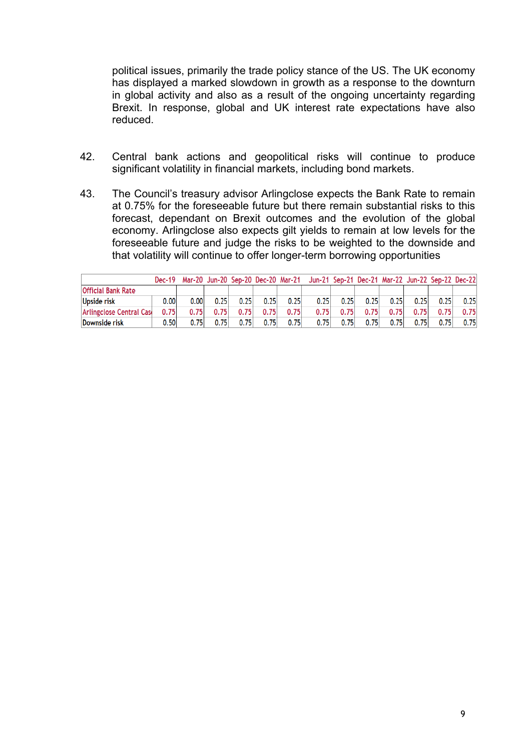political issues, primarily the trade policy stance of the US. The UK economy has displayed a marked slowdown in growth as a response to the downturn in global activity and also as a result of the ongoing uncertainty regarding Brexit. In response, global and UK interest rate expectations have also reduced.

42. Central bank actions and geopolitical risks will continue to produce significant volatility in financial markets, including bond markets.

43. The Council's treasury advisor Arlingclose expects the Bank Rate to remain at 0.75% for the foreseeable future but there remain substantial risks to this forecast, dependant on Brexit outcomes and the evolution of the global economy. Arlingclose also expects gilt yields to remain at low levels for the foreseeable future and judge the risks to be weighted to the downside and that volatility will continue to offer longer-term borrowing opportunities

| | Dec-19 | Mar-20 | Jun-20 | Sep-20 | Dec-20 | Mar-21 | Jun-21 | Sep-21 | Dec-21 | Mar-22 | Jun-22 | Sep-22 | Dec-22 |
|---|---|---|---|---|---|---|---|---|---|---|---|---|---|
| Official Bank Rate | | | | | | | | | | | | | |
| Upside risk | 0.00 | 0.00 | 0.25 | 0.25 | 0.25 | 0.25 | 0.25 | 0.25 | 0.25 | 0.25 | 0.25 | 0.25 | 0.25 |
| Arlingclose Central Case | 0.75 | 0.75 | 0.75 | 0.75 | 0.75 | 0.75 | 0.75 | 0.75 | 0.75 | 0.75 | 0.75 | 0.75 | 0.75 |
| Downside risk | 0.50 | 0.75 | 0.75 | 0.75 | 0.75 | 0.75 | 0.75 | 0.75 | 0.75 | 0.75 | 0.75 | 0.75 | 0.75 |